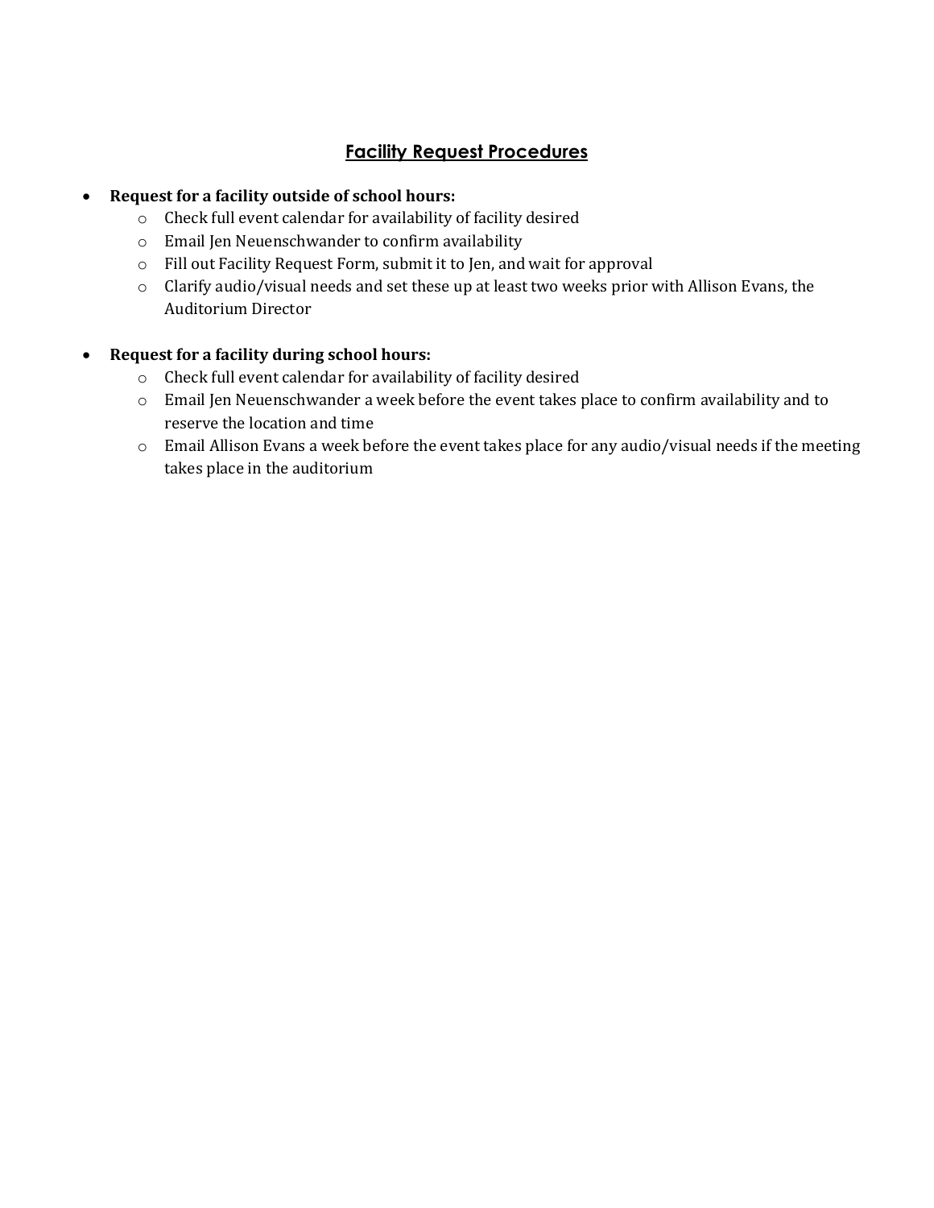# Facility Request Procedures

- **Request for a facility outside of school hours:**
  - Check full event calendar for availability of facility desired
  - Email Jen Neuenschwander to confirm availability
  - Fill out Facility Request Form, submit it to Jen, and wait for approval
  - Clarify audio/visual needs and set these up at least two weeks prior with Allison Evans, the Auditorium Director

- **Request for a facility during school hours:**
  - Check full event calendar for availability of facility desired
  - Email Jen Neuenschwander a week before the event takes place to confirm availability and to reserve the location and time
  - Email Allison Evans a week before the event takes place for any audio/visual needs if the meeting takes place in the auditorium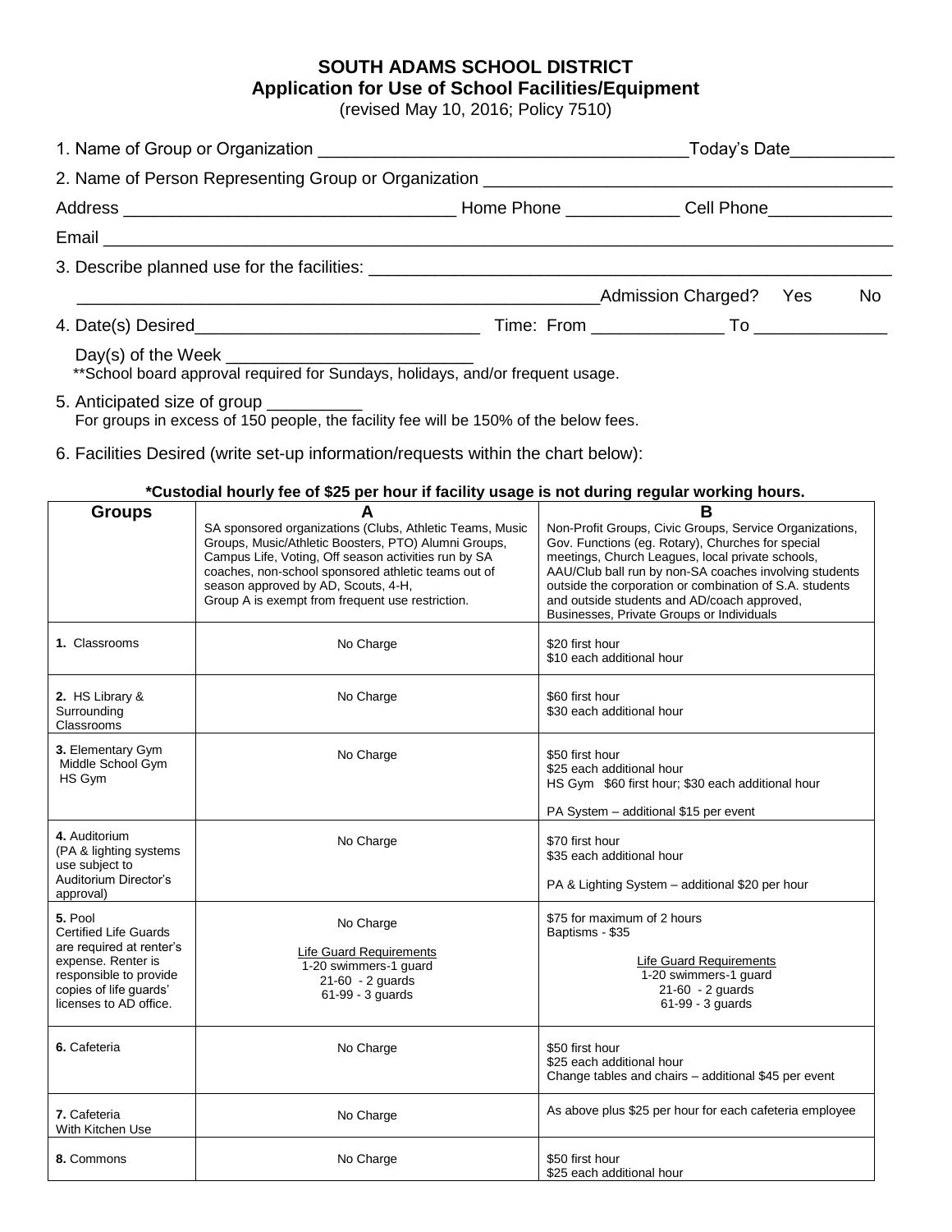# SOUTH ADAMS SCHOOL DISTRICT
## Application for Use of School Facilities/Equipment

(revised May 10, 2016; Policy 7510)

1. Name of Group or Organization ______________________________________ Today's Date__________

2. Name of Person Representing Group or Organization ______________________________________

Address _________________________________ Home Phone ___________ Cell Phone____________

Email ________________________________________________________________________________

3. Describe planned use for the facilities: __________________________________________________

_______________________________________________________ Admission Charged? Yes No

4. Date(s) Desired_____________________________ Time: From _____________ To _____________

Day(s) of the Week _________________________

**School board approval required for Sundays, holidays, and/or frequent usage.

5. Anticipated size of group __________

For groups in excess of 150 people, the facility fee will be 150% of the below fees.

6. Facilities Desired (write set-up information/requests within the chart below):

**\*Custodial hourly fee of $25 per hour if facility usage is not during regular working hours.**

| Groups | A<br>SA sponsored organizations (Clubs, Athletic Teams, Music Groups, Music/Athletic Boosters, PTO) Alumni Groups, Campus Life, Voting, Off season activities run by SA coaches, non-school sponsored athletic teams out of season approved by AD, Scouts, 4-H,<br>Group A is exempt from frequent use restriction. | B<br>Non-Profit Groups, Civic Groups, Service Organizations, Gov. Functions (eg. Rotary), Churches for special meetings, Church Leagues, local private schools, AAU/Club ball run by non-SA coaches involving students outside the corporation or combination of S.A. students and outside students and AD/coach approved, Businesses, Private Groups or Individuals |
|---|---|---|
| **1.** Classrooms | No Charge | $20 first hour<br>$10 each additional hour |
| **2.** HS Library & Surrounding Classrooms | No Charge | $60 first hour<br>$30 each additional hour |
| **3.** Elementary Gym<br>Middle School Gym<br>HS Gym | No Charge | $50 first hour<br>$25 each additional hour<br>HS Gym $60 first hour; $30 each additional hour<br><br>PA System – additional $15 per event |
| **4.** Auditorium<br>(PA & lighting systems use subject to Auditorium Director's approval) | No Charge | $70 first hour<br>$35 each additional hour<br><br>PA & Lighting System – additional $20 per hour |
| **5.** Pool<br>Certified Life Guards are required at renter's expense. Renter is responsible to provide copies of life guards' licenses to AD office. | No Charge<br><br>Life Guard Requirements<br>1-20 swimmers-1 guard<br>21-60 - 2 guards<br>61-99 - 3 guards | $75 for maximum of 2 hours<br>Baptisms - $35<br><br>Life Guard Requirements<br>1-20 swimmers-1 guard<br>21-60 - 2 guards<br>61-99 - 3 guards |
| **6.** Cafeteria | No Charge | $50 first hour<br>$25 each additional hour<br>Change tables and chairs – additional $45 per event |
| **7.** Cafeteria With Kitchen Use | No Charge | As above plus $25 per hour for each cafeteria employee |
| **8.** Commons | No Charge | $50 first hour<br>$25 each additional hour |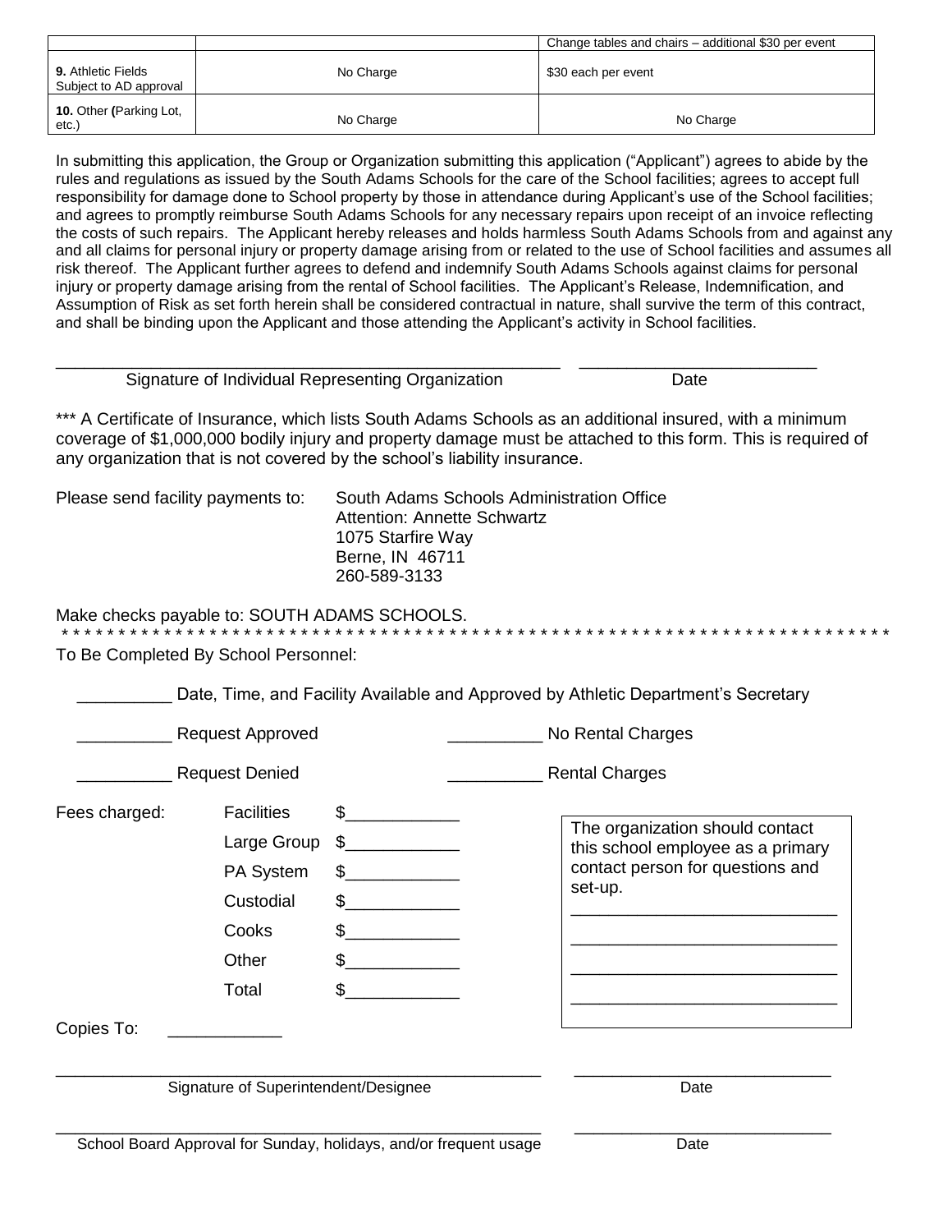| | | |
|---|---|---|
| | | Change tables and chairs – additional $30 per event |
| **9.** Athletic Fields Subject to AD approval | No Charge | $30 each per event |
| **10.** Other **(**Parking Lot, etc.) | No Charge | No Charge |

In submitting this application, the Group or Organization submitting this application ("Applicant") agrees to abide by the rules and regulations as issued by the South Adams Schools for the care of the School facilities; agrees to accept full responsibility for damage done to School property by those in attendance during Applicant's use of the School facilities; and agrees to promptly reimburse South Adams Schools for any necessary repairs upon receipt of an invoice reflecting the costs of such repairs. The Applicant hereby releases and holds harmless South Adams Schools from and against any and all claims for personal injury or property damage arising from or related to the use of School facilities and assumes all risk thereof. The Applicant further agrees to defend and indemnify South Adams Schools against claims for personal injury or property damage arising from the rental of School facilities. The Applicant's Release, Indemnification, and Assumption of Risk as set forth herein shall be considered contractual in nature, shall survive the term of this contract, and shall be binding upon the Applicant and those attending the Applicant's activity in School facilities.

_______________________________________________________ __________________________
Signature of Individual Representing Organization Date

*** A Certificate of Insurance, which lists South Adams Schools as an additional insured, with a minimum coverage of $1,000,000 bodily injury and property damage must be attached to this form. This is required of any organization that is not covered by the school's liability insurance.

Please send facility payments to: South Adams Schools Administration Office
Attention: Annette Schwartz
1075 Starfire Way
Berne, IN 46711
260-589-3133

Make checks payable to: SOUTH ADAMS SCHOOLS.

* * * * * * * * * * * * * * * * * * * * * * * * * * * * * * * * * * * * * * * * * * * * * * * * * * * * * * * * * * * * * * * * * * * * * * * *

To Be Completed By School Personnel:

__________ Date, Time, and Facility Available and Approved by Athletic Department's Secretary

__________ Request Approved __________ No Rental Charges

__________ Request Denied __________ Rental Charges

Fees charged:
- Facilities $____________
- Large Group $____________
- PA System $____________
- Custodial $____________
- Cooks $____________
- Other $____________
- Total $____________

The organization should contact this school employee as a primary contact person for questions and set-up.

____________________________
____________________________
____________________________
____________________________

Copies To: ____________

_____________________________________________________ ____________________________
Signature of Superintendent/Designee Date

_____________________________________________________ ____________________________
School Board Approval for Sunday, holidays, and/or frequent usage Date